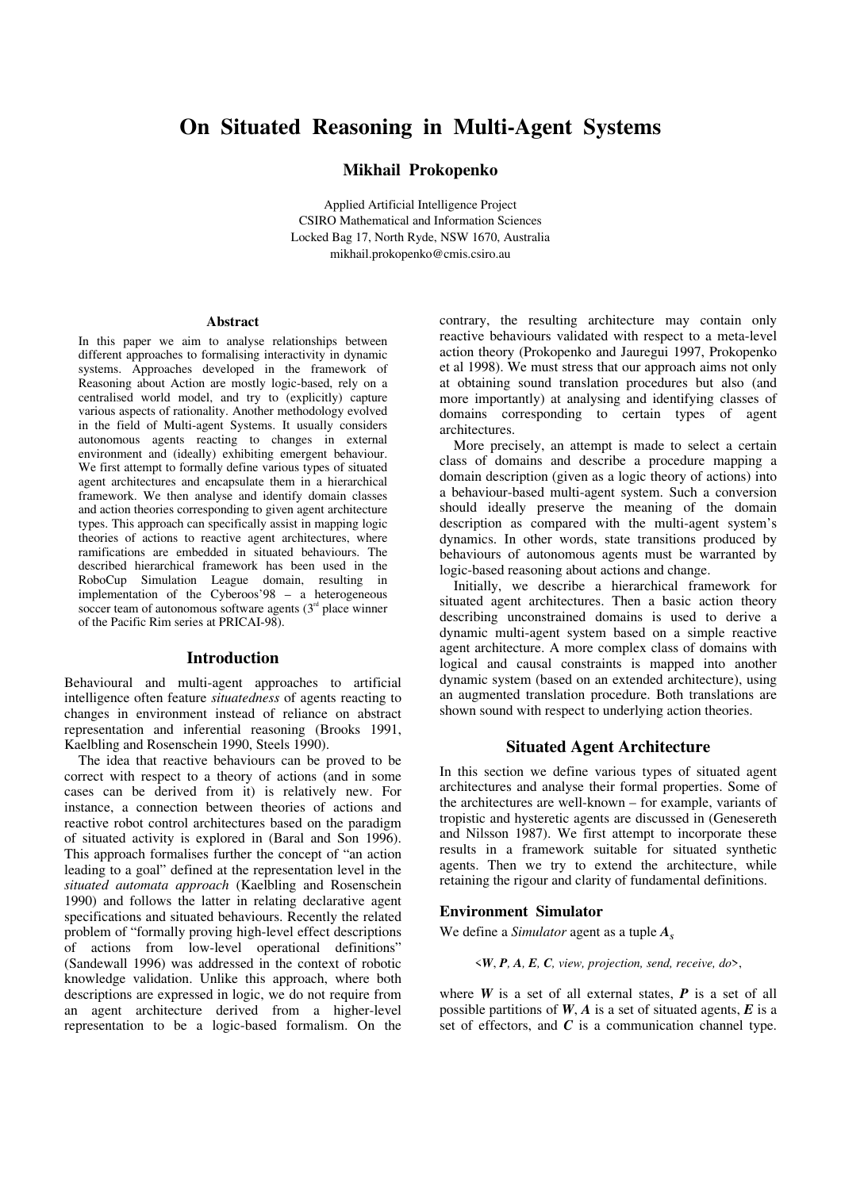# On Situated Reasoning in Multi-Agent Systems

**Mikhail Prokopenko**

Applied Artificial Intelligence Project
CSIRO Mathematical and Information Sciences
Locked Bag 17, North Ryde, NSW 1670, Australia
mikhail.prokopenko@cmis.csiro.au

### Abstract

In this paper we aim to analyse relationships between different approaches to formalising interactivity in dynamic systems. Approaches developed in the framework of Reasoning about Action are mostly logic-based, rely on a centralised world model, and try to (explicitly) capture various aspects of rationality. Another methodology evolved in the field of Multi-agent Systems. It usually considers autonomous agents reacting to changes in external environment and (ideally) exhibiting emergent behaviour. We first attempt to formally define various types of situated agent architectures and encapsulate them in a hierarchical framework. We then analyse and identify domain classes and action theories corresponding to given agent architecture types. This approach can specifically assist in mapping logic theories of actions to reactive agent architectures, where ramifications are embedded in situated behaviours. The described hierarchical framework has been used in the RoboCup Simulation League domain, resulting in implementation of the Cyberoos'98 – a heterogeneous soccer team of autonomous software agents (3rd place winner of the Pacific Rim series at PRICAI-98).

## Introduction

Behavioural and multi-agent approaches to artificial intelligence often feature *situatedness* of agents reacting to changes in environment instead of reliance on abstract representation and inferential reasoning (Brooks 1991, Kaelbling and Rosenschein 1990, Steels 1990).

The idea that reactive behaviours can be proved to be correct with respect to a theory of actions (and in some cases can be derived from it) is relatively new. For instance, a connection between theories of actions and reactive robot control architectures based on the paradigm of situated activity is explored in (Baral and Son 1996). This approach formalises further the concept of "an action leading to a goal" defined at the representation level in the *situated automata approach* (Kaelbling and Rosenschein 1990) and follows the latter in relating declarative agent specifications and situated behaviours. Recently the related problem of "formally proving high-level effect descriptions of actions from low-level operational definitions" (Sandewall 1996) was addressed in the context of robotic knowledge validation. Unlike this approach, where both descriptions are expressed in logic, we do not require from an agent architecture derived from a higher-level representation to be a logic-based formalism. On the contrary, the resulting architecture may contain only reactive behaviours validated with respect to a meta-level action theory (Prokopenko and Jauregui 1997, Prokopenko et al 1998). We must stress that our approach aims not only at obtaining sound translation procedures but also (and more importantly) at analysing and identifying classes of domains corresponding to certain types of agent architectures.

More precisely, an attempt is made to select a certain class of domains and describe a procedure mapping a domain description (given as a logic theory of actions) into a behaviour-based multi-agent system. Such a conversion should ideally preserve the meaning of the domain description as compared with the multi-agent system's dynamics. In other words, state transitions produced by behaviours of autonomous agents must be warranted by logic-based reasoning about actions and change.

Initially, we describe a hierarchical framework for situated agent architectures. Then a basic action theory describing unconstrained domains is used to derive a dynamic multi-agent system based on a simple reactive agent architecture. A more complex class of domains with logical and causal constraints is mapped into another dynamic system (based on an extended architecture), using an augmented translation procedure. Both translations are shown sound with respect to underlying action theories.

## Situated Agent Architecture

In this section we define various types of situated agent architectures and analyse their formal properties. Some of the architectures are well-known – for example, variants of tropistic and hysteretic agents are discussed in (Genesereth and Nilsson 1987). We first attempt to incorporate these results in a framework suitable for situated synthetic agents. Then we try to extend the architecture, while retaining the rigour and clarity of fundamental definitions.

### Environment Simulator

We define a *Simulator* agent as a tuple $\boldsymbol{A_s}$

$$\langle \boldsymbol{W}, \boldsymbol{P}, \boldsymbol{A}, \boldsymbol{E}, \boldsymbol{C}, \textit{view}, \textit{projection}, \textit{send}, \textit{receive}, \textit{do} \rangle,$$

where $\boldsymbol{W}$ is a set of all external states, $\boldsymbol{P}$ is a set of all possible partitions of $\boldsymbol{W}$, $\boldsymbol{A}$ is a set of situated agents, $\boldsymbol{E}$ is a set of effectors, and $\boldsymbol{C}$ is a communication channel type.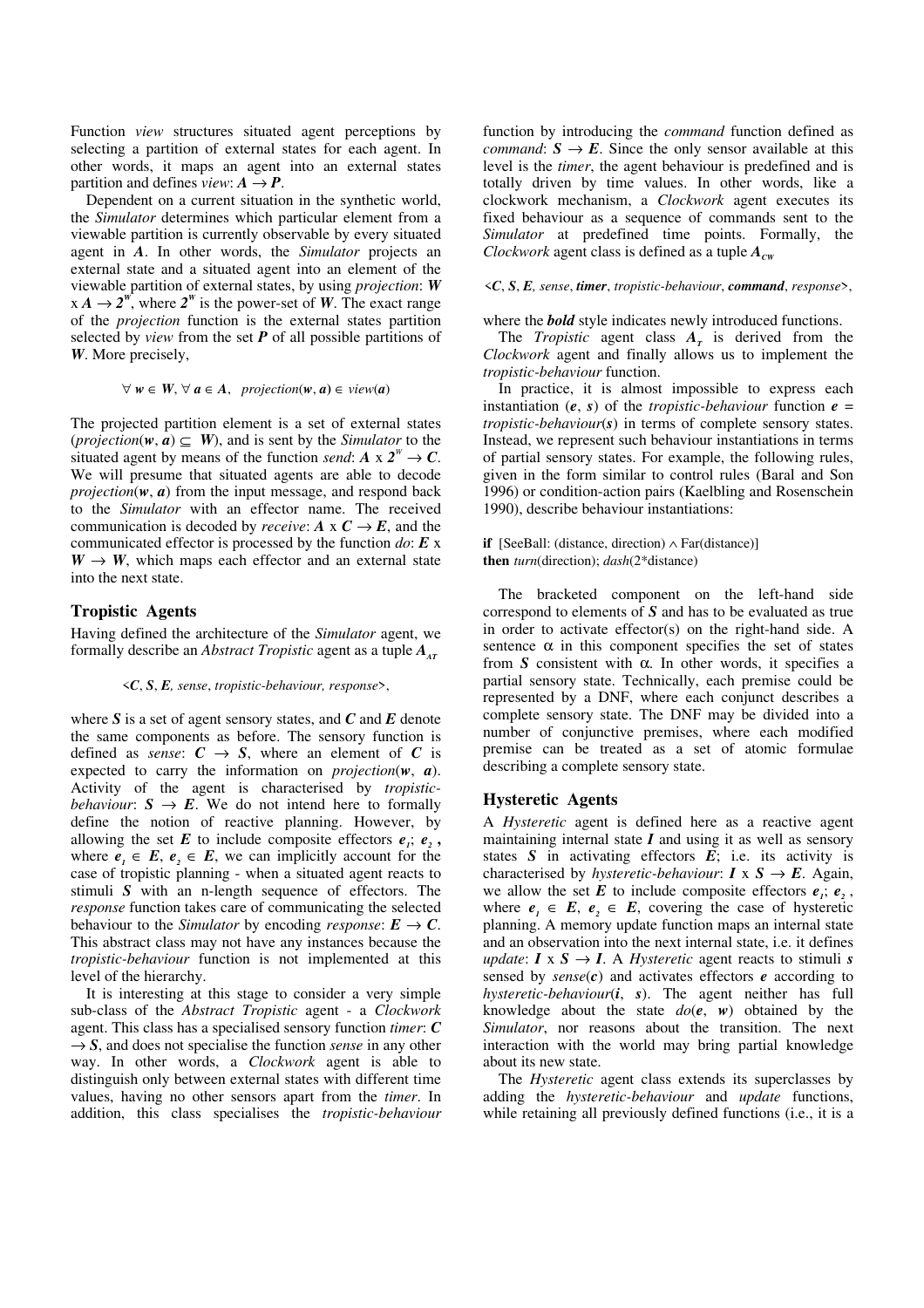Function *view* structures situated agent perceptions by selecting a partition of external states for each agent. In other words, it maps an agent into an external states partition and defines *view*: $\boldsymbol{A} \rightarrow \boldsymbol{P}$.

Dependent on a current situation in the synthetic world, the *Simulator* determines which particular element from a viewable partition is currently observable by every situated agent in $\boldsymbol{A}$. In other words, the *Simulator* projects an external state and a situated agent into an element of the viewable partition of external states, by using *projection*: $\boldsymbol{W} \times \boldsymbol{A} \rightarrow \boldsymbol{2^W}$, where $\boldsymbol{2^W}$ is the power-set of $\boldsymbol{W}$. The exact range of the *projection* function is the external states partition selected by *view* from the set $\boldsymbol{P}$ of all possible partitions of $\boldsymbol{W}$. More precisely,

$$\forall\, \boldsymbol{w} \in \boldsymbol{W}, \forall\, \boldsymbol{a} \in \boldsymbol{A}, \quad projection(\boldsymbol{w}, \boldsymbol{a}) \in view(\boldsymbol{a})$$

The projected partition element is a set of external states ($projection(\boldsymbol{w}, \boldsymbol{a}) \subseteq \boldsymbol{W}$), and is sent by the *Simulator* to the situated agent by means of the function *send*: $\boldsymbol{A} \times \boldsymbol{2^W} \rightarrow \boldsymbol{C}$. We will presume that situated agents are able to decode $projection(\boldsymbol{w}, \boldsymbol{a})$ from the input message, and respond back to the *Simulator* with an effector name. The received communication is decoded by *receive*: $\boldsymbol{A} \times \boldsymbol{C} \rightarrow \boldsymbol{E}$, and the communicated effector is processed by the function *do*: $\boldsymbol{E} \times \boldsymbol{W} \rightarrow \boldsymbol{W}$, which maps each effector and an external state into the next state.

## Tropistic Agents

Having defined the architecture of the *Simulator* agent, we formally describe an *Abstract Tropistic* agent as a tuple $\boldsymbol{A_{AT}}$

$$<\boldsymbol{C}, \boldsymbol{S}, \boldsymbol{E}, sense, tropistic\text{-}behaviour, response>,$$

where $\boldsymbol{S}$ is a set of agent sensory states, and $\boldsymbol{C}$ and $\boldsymbol{E}$ denote the same components as before. The sensory function is defined as *sense*: $\boldsymbol{C} \rightarrow \boldsymbol{S}$, where an element of $\boldsymbol{C}$ is expected to carry the information on $projection(\boldsymbol{w}, \boldsymbol{a})$. Activity of the agent is characterised by *tropistic-behaviour*: $\boldsymbol{S} \rightarrow \boldsymbol{E}$. We do not intend here to formally define the notion of reactive planning. However, by allowing the set $\boldsymbol{E}$ to include composite effectors $\boldsymbol{e_1}; \boldsymbol{e_2}$, where $\boldsymbol{e_1} \in \boldsymbol{E}$, $\boldsymbol{e_2} \in \boldsymbol{E}$, we can implicitly account for the case of tropistic planning - when a situated agent reacts to stimuli $\boldsymbol{S}$ with an n-length sequence of effectors. The *response* function takes care of communicating the selected behaviour to the *Simulator* by encoding *response*: $\boldsymbol{E} \rightarrow \boldsymbol{C}$. This abstract class may not have any instances because the *tropistic-behaviour* function is not implemented at this level of the hierarchy.

It is interesting at this stage to consider a very simple sub-class of the *Abstract Tropistic* agent - a *Clockwork* agent. This class has a specialised sensory function *timer*: $\boldsymbol{C} \rightarrow \boldsymbol{S}$, and does not specialise the function *sense* in any other way. In other words, a *Clockwork* agent is able to distinguish only between external states with different time values, having no other sensors apart from the *timer*. In addition, this class specialises the *tropistic-behaviour* function by introducing the *command* function defined as *command*: $\boldsymbol{S} \rightarrow \boldsymbol{E}$. Since the only sensor available at this level is the *timer*, the agent behaviour is predefined and is totally driven by time values. In other words, like a clockwork mechanism, a *Clockwork* agent executes its fixed behaviour as a sequence of commands sent to the *Simulator* at predefined time points. Formally, the *Clockwork* agent class is defined as a tuple $\boldsymbol{A_{CW}}$

$$<\boldsymbol{C}, \boldsymbol{S}, \boldsymbol{E}, sense, \boldsymbol{timer}, tropistic\text{-}behaviour, \boldsymbol{command}, response>,$$

where the ***bold*** style indicates newly introduced functions.

The *Tropistic* agent class $\boldsymbol{A_T}$ is derived from the *Clockwork* agent and finally allows us to implement the *tropistic-behaviour* function.

In practice, it is almost impossible to express each instantiation $(\boldsymbol{e}, \boldsymbol{s})$ of the *tropistic-behaviour* function $\boldsymbol{e} = tropistic\text{-}behaviour(\boldsymbol{s})$ in terms of complete sensory states. Instead, we represent such behaviour instantiations in terms of partial sensory states. For example, the following rules, given in the form similar to control rules (Baral and Son 1996) or condition-action pairs (Kaelbling and Rosenschein 1990), describe behaviour instantiations:

**if** [SeeBall: (distance, direction) $\wedge$ Far(distance)]
**then** *turn*(direction); *dash*(2*distance)

The bracketed component on the left-hand side correspond to elements of $\boldsymbol{S}$ and has to be evaluated as true in order to activate effector(s) on the right-hand side. A sentence $\alpha$ in this component specifies the set of states from $\boldsymbol{S}$ consistent with $\alpha$. In other words, it specifies a partial sensory state. Technically, each premise could be represented by a DNF, where each conjunct describes a complete sensory state. The DNF may be divided into a number of conjunctive premises, where each modified premise can be treated as a set of atomic formulae describing a complete sensory state.

## Hysteretic Agents

A *Hysteretic* agent is defined here as a reactive agent maintaining internal state $\boldsymbol{I}$ and using it as well as sensory states $\boldsymbol{S}$ in activating effectors $\boldsymbol{E}$; i.e. its activity is characterised by *hysteretic-behaviour*: $\boldsymbol{I} \times \boldsymbol{S} \rightarrow \boldsymbol{E}$. Again, we allow the set $\boldsymbol{E}$ to include composite effectors $\boldsymbol{e_1}; \boldsymbol{e_2}$, where $\boldsymbol{e_1} \in \boldsymbol{E}$, $\boldsymbol{e_2} \in \boldsymbol{E}$, covering the case of hysteretic planning. A memory update function maps an internal state and an observation into the next internal state, i.e. it defines *update*: $\boldsymbol{I} \times \boldsymbol{S} \rightarrow \boldsymbol{I}$. A *Hysteretic* agent reacts to stimuli $\boldsymbol{s}$ sensed by $sense(\boldsymbol{c})$ and activates effectors $\boldsymbol{e}$ according to $hysteretic\text{-}behaviour(\boldsymbol{i}, \boldsymbol{s})$. The agent neither has full knowledge about the state $do(\boldsymbol{e}, \boldsymbol{w})$ obtained by the *Simulator*, nor reasons about the transition. The next interaction with the world may bring partial knowledge about its new state.

The *Hysteretic* agent class extends its superclasses by adding the *hysteretic-behaviour* and *update* functions, while retaining all previously defined functions (i.e., it is a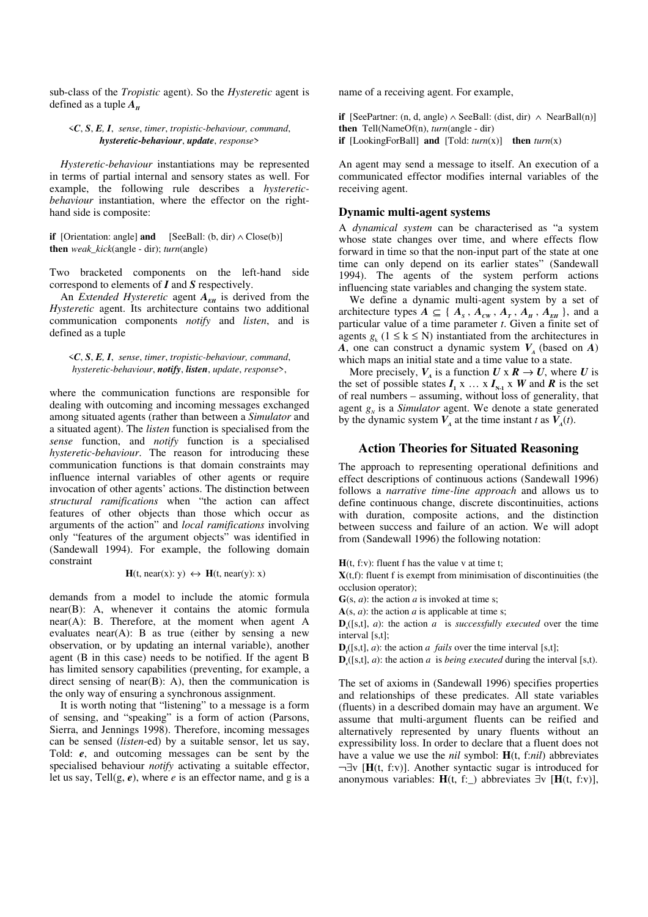sub-class of the *Tropistic* agent). So the *Hysteretic* agent is defined as a tuple $\boldsymbol{A_H}$

<$\boldsymbol{C}$, $\boldsymbol{S}$, $\boldsymbol{E}$, $\boldsymbol{I}$, *sense*, *timer*, *tropistic-behaviour, command*, ***hysteretic-behaviour***, ***update***, *response*>

*Hysteretic-behaviour* instantiations may be represented in terms of partial internal and sensory states as well. For example, the following rule describes a *hysteretic-behaviour* instantiation, where the effector on the right-hand side is composite:

**if** [Orientation: angle] **and** [SeeBall: (b, dir) ∧ Close(b)]
**then** *weak_kick*(angle - dir); *turn*(angle)

Two bracketed components on the left-hand side correspond to elements of $\boldsymbol{I}$ and $\boldsymbol{S}$ respectively.

An *Extended Hysteretic* agent $\boldsymbol{A_{EH}}$ is derived from the *Hysteretic* agent. Its architecture contains two additional communication components *notify* and *listen*, and is defined as a tuple

<$\boldsymbol{C}$, $\boldsymbol{S}$, $\boldsymbol{E}$, $\boldsymbol{I}$, *sense*, *timer*, *tropistic-behaviour, command*, *hysteretic-behaviour*, ***notify***, ***listen***, *update*, *response*>,

where the communication functions are responsible for dealing with outcoming and incoming messages exchanged among situated agents (rather than between a *Simulator* and a situated agent). The *listen* function is specialised from the *sense* function, and *notify* function is a specialised *hysteretic-behaviour*. The reason for introducing these communication functions is that domain constraints may influence internal variables of other agents or require invocation of other agents' actions. The distinction between *structural ramifications* when "the action can affect features of other objects than those which occur as arguments of the action" and *local ramifications* involving only "features of the argument objects" was identified in (Sandewall 1994). For example, the following domain constraint

$$\mathbf{H}(\text{t, near(x): y}) \leftrightarrow \mathbf{H}(\text{t, near(y): x})$$

demands from a model to include the atomic formula near(B): A, whenever it contains the atomic formula near(A): B. Therefore, at the moment when agent A evaluates near(A): B as true (either by sensing a new observation, or by updating an internal variable), another agent (B in this case) needs to be notified. If the agent B has limited sensory capabilities (preventing, for example, a direct sensing of near(B): A), then the communication is the only way of ensuring a synchronous assignment.

It is worth noting that "listening" to a message is a form of sensing, and "speaking" is a form of action (Parsons, Sierra, and Jennings 1998). Therefore, incoming messages can be sensed (*listen*-ed) by a suitable sensor, let us say, Told: ***e***, and outcoming messages can be sent by the specialised behaviour *notify* activating a suitable effector, let us say, Tell(g, ***e***), where *e* is an effector name, and g is a name of a receiving agent. For example,

**if** [SeePartner: (n, d, angle) ∧ SeeBall: (dist, dir) ∧ NearBall(n)]
**then** Tell(NameOf(n), *turn*(angle - dir)
**if** [LookingForBall] **and** [Told: *turn*(x)] **then** *turn*(x)

An agent may send a message to itself. An execution of a communicated effector modifies internal variables of the receiving agent.

### Dynamic multi-agent systems

A *dynamical system* can be characterised as "a system whose state changes over time, and where effects flow forward in time so that the non-input part of the state at one time can only depend on its earlier states" (Sandewall 1994). The agents of the system perform actions influencing state variables and changing the system state.

We define a dynamic multi-agent system by a set of architecture types $\boldsymbol{A} \subseteq \{ \boldsymbol{A_S}, \boldsymbol{A_{CW}}, \boldsymbol{A_T}, \boldsymbol{A_H}, \boldsymbol{A_{EH}} \}$, and a particular value of a time parameter *t*. Given a finite set of agents $g_k$ ($1 \le k \le N$) instantiated from the architectures in $\boldsymbol{A}$, one can construct a dynamic system $\boldsymbol{V_A}$ (based on $\boldsymbol{A}$) which maps an initial state and a time value to a state.

More precisely, $\boldsymbol{V_A}$ is a function $\boldsymbol{U} \times \boldsymbol{R} \rightarrow \boldsymbol{U}$, where $\boldsymbol{U}$ is the set of possible states $\boldsymbol{I_1} \times \ldots \times \boldsymbol{I_{N-1}} \times \boldsymbol{W}$ and $\boldsymbol{R}$ is the set of real numbers – assuming, without loss of generality, that agent $g_N$ is a *Simulator* agent. We denote a state generated by the dynamic system $\boldsymbol{V_A}$ at the time instant *t* as $\boldsymbol{V_A}(t)$.

## Action Theories for Situated Reasoning

The approach to representing operational definitions and effect descriptions of continuous actions (Sandewall 1996) follows a *narrative time-line approach* and allows us to define continuous change, discrete discontinuities, actions with duration, composite actions, and the distinction between success and failure of an action. We will adopt from (Sandewall 1996) the following notation:

**H**(t, f:v): fluent f has the value v at time t;
**X**(t,f): fluent f is exempt from minimisation of discontinuities (the occlusion operator);
**G**(s, *a*): the action *a* is invoked at time s;
**A**(s, *a*): the action *a* is applicable at time s;
$\mathbf{D_s}$([s,t], *a*): the action *a* is *successfully executed* over the time interval [s,t];
$\mathbf{D_f}$([s,t], *a*): the action *a* *fails* over the time interval [s,t];
$\mathbf{D_c}$([s,t], *a*): the action *a* is *being executed* during the interval [s,t).

The set of axioms in (Sandewall 1996) specifies properties and relationships of these predicates. All state variables (fluents) in a described domain may have an argument. We assume that multi-argument fluents can be reified and alternatively represented by unary fluents without an expressibility loss. In order to declare that a fluent does not have a value we use the *nil* symbol: **H**(t, f:*nil*) abbreviates ¬∃v [**H**(t, f:v)]. Another syntactic sugar is introduced for anonymous variables: **H**(t, f:_) abbreviates ∃v [**H**(t, f:v)],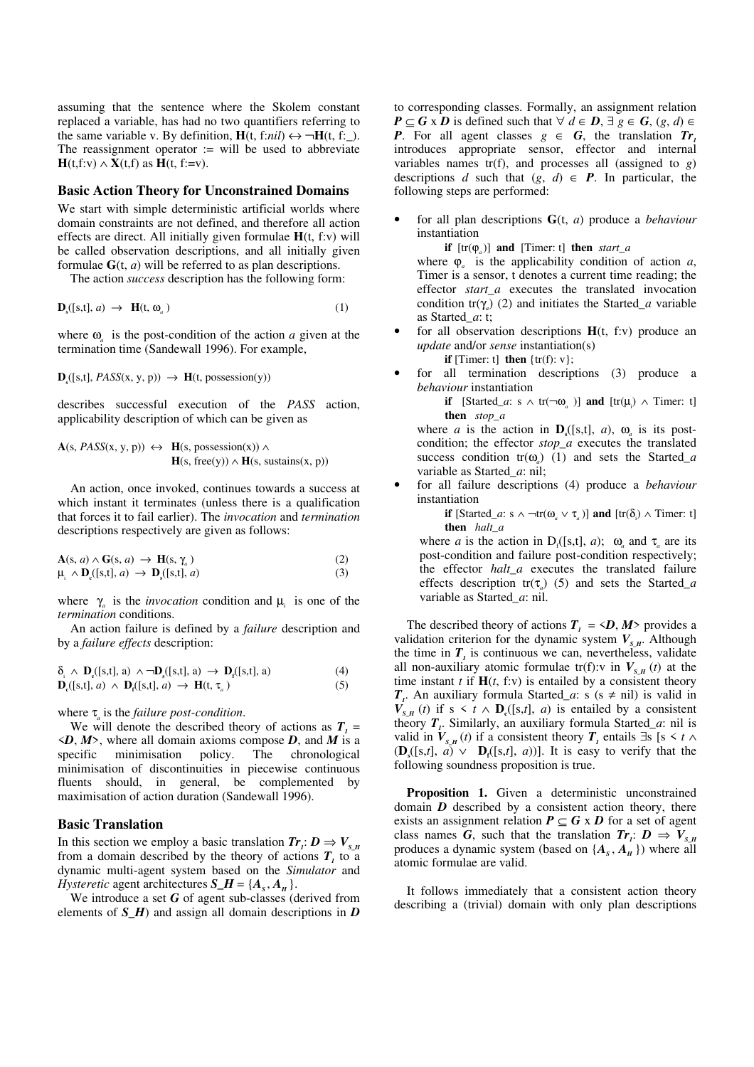assuming that the sentence where the Skolem constant replaced a variable, has had no two quantifiers referring to the same variable v. By definition, $\mathbf{H}(t, f{:}nil) \leftrightarrow \neg\mathbf{H}(t, f{:}\_)$. The reassignment operator := will be used to abbreviate $\mathbf{H}(t,f{:}v) \wedge \mathbf{X}(t,f)$ as $\mathbf{H}(t, f{:=}v)$.

## Basic Action Theory for Unconstrained Domains

We start with simple deterministic artificial worlds where domain constraints are not defined, and therefore all action effects are direct. All initially given formulae $\mathbf{H}(t, f{:}v)$ will be called observation descriptions, and all initially given formulae $\mathbf{G}(t, a)$ will be referred to as plan descriptions.

The action *success* description has the following form:

$$\mathbf{D}_s([s,t], a) \rightarrow \mathbf{H}(t, \omega_a) \tag{1}$$

where $\omega_a$ is the post-condition of the action $a$ given at the termination time (Sandewall 1996). For example,

$$\mathbf{D}_s([s,t], PASS(x, y, p)) \rightarrow \mathbf{H}(t, \text{possession}(y))$$

describes successful execution of the *PASS* action, applicability description of which can be given as

$$\mathbf{A}(s, PASS(x, y, p)) \leftrightarrow \mathbf{H}(s, \text{possession}(x)) \wedge \mathbf{H}(s, \text{free}(y)) \wedge \mathbf{H}(s, \text{sustains}(x, p))$$

An action, once invoked, continues towards a success at which instant it terminates (unless there is a qualification that forces it to fail earlier). The *invocation* and *termination* descriptions respectively are given as follows:

$$\mathbf{A}(s, a) \wedge \mathbf{G}(s, a) \rightarrow \mathbf{H}(s, \gamma_a) \tag{2}$$

$$\mu_i \wedge \mathbf{D}_c([s,t], a) \rightarrow \mathbf{D}_s([s,t], a) \tag{3}$$

where $\gamma_a$ is the *invocation* condition and $\mu_i$ is one of the *termination* conditions.

An action failure is defined by a *failure* description and by a *failure effects* description:

$$\delta_i \wedge \mathbf{D}_c([s,t], a) \wedge \neg\mathbf{D}_s([s,t], a) \rightarrow \mathbf{D}_f([s,t], a) \tag{4}$$

$$\mathbf{D}_c([s,t], a) \wedge \mathbf{D}_f([s,t], a) \rightarrow \mathbf{H}(t, \tau_a) \tag{5}$$

where $\tau_a$ is the *failure post-condition*.

We will denote the described theory of actions as $\boldsymbol{T_1} = \langle \boldsymbol{D}, \boldsymbol{M} \rangle$, where all domain axioms compose $\boldsymbol{D}$, and $\boldsymbol{M}$ is a specific minimisation policy. The chronological minimisation of discontinuities in piecewise continuous fluents should, in general, be complemented by maximisation of action duration (Sandewall 1996).

## Basic Translation

In this section we employ a basic translation $\boldsymbol{Tr_1}: \boldsymbol{D} \Rightarrow \boldsymbol{V_{S\_H}}$ from a domain described by the theory of actions $\boldsymbol{T_1}$ to a dynamic multi-agent system based on the *Simulator* and *Hysteretic* agent architectures $\boldsymbol{S\_H} = \{\boldsymbol{A_S}, \boldsymbol{A_H}\}$.

We introduce a set $\boldsymbol{G}$ of agent sub-classes (derived from elements of $\boldsymbol{S\_H}$) and assign all domain descriptions in $\boldsymbol{D}$ to corresponding classes. Formally, an assignment relation $\boldsymbol{P} \subseteq \boldsymbol{G} \times \boldsymbol{D}$ is defined such that $\forall\, d \in \boldsymbol{D}, \exists\, g \in \boldsymbol{G}, (g, d) \in \boldsymbol{P}$. For all agent classes $g \in \boldsymbol{G}$, the translation $\boldsymbol{Tr_1}$ introduces appropriate sensor, effector and internal variables names tr(f), and processes all (assigned to $g$) descriptions $d$ such that $(g, d) \in \boldsymbol{P}$. In particular, the following steps are performed:

- for all plan descriptions $\mathbf{G}(t, a)$ produce a *behaviour* instantiation

  **if** [tr($\varphi_a$)] **and** [Timer: t] **then** *start_a*

  where $\varphi_a$ is the applicability condition of action $a$, Timer is a sensor, t denotes a current time reading; the effector *start_a* executes the translated invocation condition tr($\gamma_a$) (2) and initiates the Started_*a* variable as Started_*a*: t;
- for all observation descriptions $\mathbf{H}(t, f{:}v)$ produce an *update* and/or *sense* instantiation(s)

  **if** [Timer: t] **then** {tr(f): v};
- for all termination descriptions (3) produce a *behaviour* instantiation

  **if** [Started_*a*: s $\wedge$ tr($\neg\omega_a$)] **and** [tr($\mu_i$) $\wedge$ Timer: t] **then** *stop_a*

  where $a$ is the action in $\mathbf{D}_s([s,t], a)$, $\omega_a$ is its post-condition; the effector *stop_a* executes the translated success condition tr($\omega_a$) (1) and sets the Started_*a* variable as Started_*a*: nil;
- for all failure descriptions (4) produce a *behaviour* instantiation

  **if** [Started_*a*: s $\wedge$ $\neg$tr($\omega_a \vee \tau_a$)] **and** [tr($\delta_i$) $\wedge$ Timer: t] **then** *halt_a*

  where $a$ is the action in $\mathbf{D}_f([s,t], a)$; $\omega_a$ and $\tau_a$ are its post-condition and failure post-condition respectively; the effector *halt_a* executes the translated failure effects description tr($\tau_a$) (5) and sets the Started_*a* variable as Started_*a*: nil.

The described theory of actions $\boldsymbol{T_1} = \langle \boldsymbol{D}, \boldsymbol{M} \rangle$ provides a validation criterion for the dynamic system $\boldsymbol{V_{S\_H}}$. Although the time in $\boldsymbol{T_1}$ is continuous we can, nevertheless, validate all non-auxiliary atomic formulae tr(f):v in $\boldsymbol{V_{S\_H}}(t)$ at the time instant $t$ if $\mathbf{H}(t, f{:}v)$ is entailed by a consistent theory $\boldsymbol{T_1}$. An auxiliary formula Started_*a*: s (s $\neq$ nil) is valid in $\boldsymbol{V_{S\_H}}(t)$ if $s < t \wedge \mathbf{D}_c([s,t], a)$ is entailed by a consistent theory $\boldsymbol{T_1}$. Similarly, an auxiliary formula Started_*a*: nil is valid in $\boldsymbol{V_{S\_H}}(t)$ if a consistent theory $\boldsymbol{T_1}$ entails $\exists s\, [s < t \wedge (\mathbf{D}_s([s,t], a) \vee \mathbf{D}_f([s,t], a))]$. It is easy to verify that the following soundness proposition is true.

**Proposition 1.** Given a deterministic unconstrained domain $\boldsymbol{D}$ described by a consistent action theory, there exists an assignment relation $\boldsymbol{P} \subseteq \boldsymbol{G} \times \boldsymbol{D}$ for a set of agent class names $\boldsymbol{G}$, such that the translation $\boldsymbol{Tr_1}: \boldsymbol{D} \Rightarrow \boldsymbol{V_{S\_H}}$ produces a dynamic system (based on $\{\boldsymbol{A_S}, \boldsymbol{A_H}\}$) where all atomic formulae are valid.

It follows immediately that a consistent action theory describing a (trivial) domain with only plan descriptions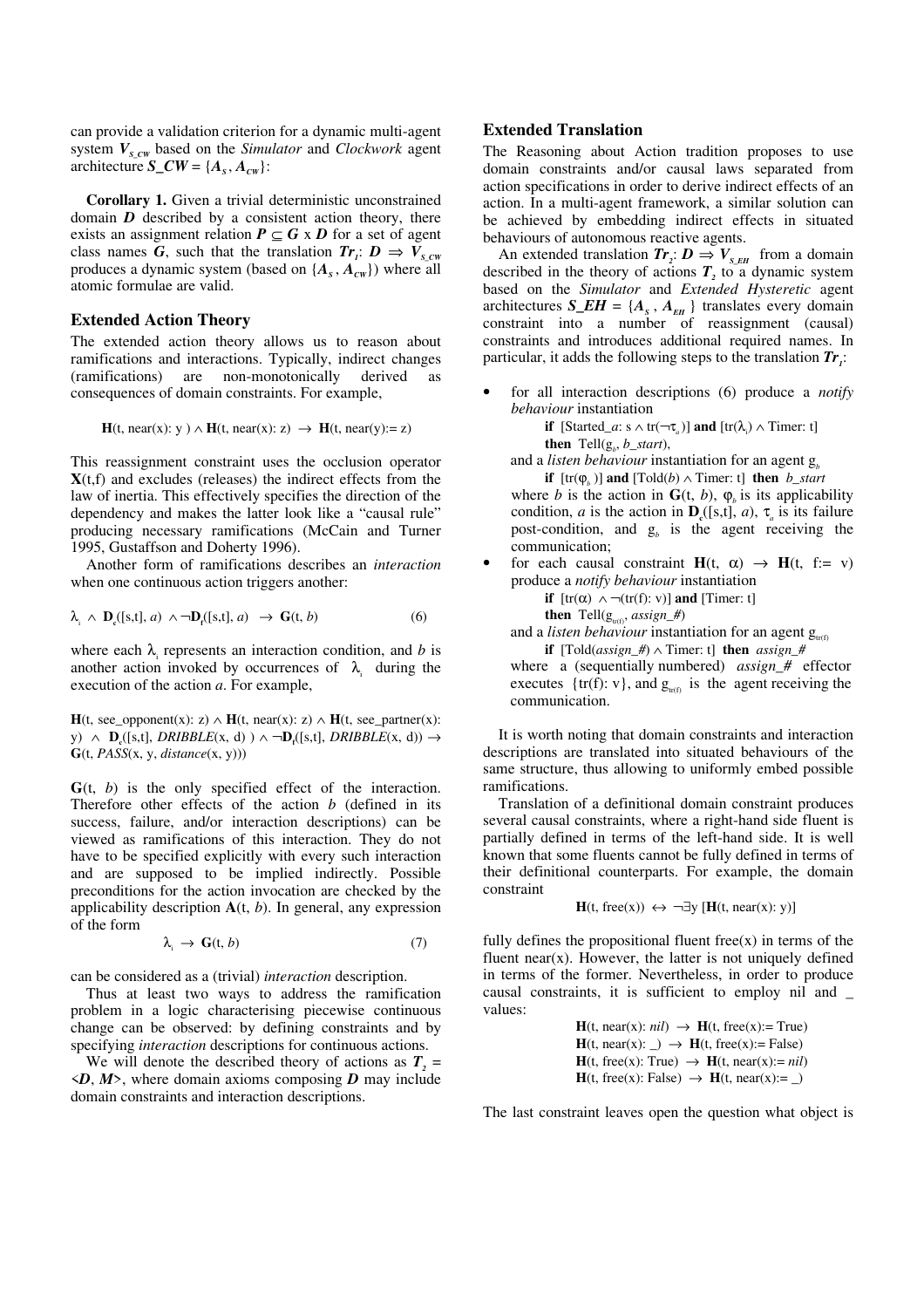can provide a validation criterion for a dynamic multi-agent system $V_{S\_CW}$ based on the *Simulator* and *Clockwork* agent architecture $S\_CW = \{A_S, A_{CW}\}$:

**Corollary 1.** Given a trivial deterministic unconstrained domain $D$ described by a consistent action theory, there exists an assignment relation $P \subseteq G \times D$ for a set of agent class names $G$, such that the translation $Tr_1$: $D \Rightarrow V_{S\_CW}$ produces a dynamic system (based on $\{A_S, A_{CW}\}$) where all atomic formulae are valid.

## Extended Action Theory

The extended action theory allows us to reason about ramifications and interactions. Typically, indirect changes (ramifications) are non-monotonically derived as consequences of domain constraints. For example,

$$\mathbf{H}(t, \text{near}(x){:}\ y) \wedge \mathbf{H}(t, \text{near}(x){:}\ z) \rightarrow \mathbf{H}(t, \text{near}(y){:=}\ z)$$

This reassignment constraint uses the occlusion operator $\mathbf{X}(t,f)$ and excludes (releases) the indirect effects from the law of inertia. This effectively specifies the direction of the dependency and makes the latter look like a "causal rule" producing necessary ramifications (McCain and Turner 1995, Gustaffson and Doherty 1996).

Another form of ramifications describes an *interaction* when one continuous action triggers another:

$$\lambda_i \wedge \mathbf{D}_c([s,t], a) \wedge \neg\mathbf{D}_f([s,t], a) \rightarrow \mathbf{G}(t, b) \qquad (6)$$

where each $\lambda_i$ represents an interaction condition, and $b$ is another action invoked by occurrences of $\lambda_i$ during the execution of the action $a$. For example,

$\mathbf{H}(t, \text{see\_opponent}(x){:}\ z) \wedge \mathbf{H}(t, \text{near}(x){:}\ z) \wedge \mathbf{H}(t, \text{see\_partner}(x){:}\ y) \wedge \mathbf{D}_c([s,t], \mathit{DRIBBLE}(x, d)) \wedge \neg\mathbf{D}_f([s,t], \mathit{DRIBBLE}(x, d)) \rightarrow \mathbf{G}(t, \mathit{PASS}(x, y, \mathit{distance}(x, y)))$

$\mathbf{G}(t, b)$ is the only specified effect of the interaction. Therefore other effects of the action $b$ (defined in its success, failure, and/or interaction descriptions) can be viewed as ramifications of this interaction. They do not have to be specified explicitly with every such interaction and are supposed to be implied indirectly. Possible preconditions for the action invocation are checked by the applicability description $\mathbf{A}(t, b)$. In general, any expression of the form

$$\lambda_i \rightarrow \mathbf{G}(t, b) \qquad (7)$$

can be considered as a (trivial) *interaction* description.

Thus at least two ways to address the ramification problem in a logic characterising piecewise continuous change can be observed: by defining constraints and by specifying *interaction* descriptions for continuous actions.

We will denote the described theory of actions as $T_2 = \langle D, M \rangle$, where domain axioms composing $D$ may include domain constraints and interaction descriptions.

## Extended Translation

The Reasoning about Action tradition proposes to use domain constraints and/or causal laws separated from action specifications in order to derive indirect effects of an action. In a multi-agent framework, a similar solution can be achieved by embedding indirect effects in situated behaviours of autonomous reactive agents.

An extended translation $Tr_2$: $D \Rightarrow V_{S\_EH}$ from a domain described in the theory of actions $T_2$ to a dynamic system based on the *Simulator* and *Extended Hysteretic* agent architectures $S\_EH = \{A_S, A_{EH}\}$ translates every domain constraint into a number of reassignment (causal) constraints and introduces additional required names. In particular, it adds the following steps to the translation $Tr_1$:

- for all interaction descriptions (6) produce a *notify behaviour* instantiation

  **if** [Started_*a*: s $\wedge$ tr($\neg\tau_a$)] **and** [tr($\lambda_i$) $\wedge$ Timer: t]
  **then** Tell($g_b$, *b_start*),

  and a *listen behaviour* instantiation for an agent $g_b$

  **if** [tr($\varphi_b$)] **and** [Told(*b*) $\wedge$ Timer: t] **then** *b_start*

  where $b$ is the action in $\mathbf{G}(t, b)$, $\varphi_b$ is its applicability condition, $a$ is the action in $\mathbf{D}_c([s,t], a)$, $\tau_a$ is its failure post-condition, and $g_b$ is the agent receiving the communication;

- for each causal constraint $\mathbf{H}(t, \alpha) \rightarrow \mathbf{H}(t, f{:=}\ v)$ produce a *notify behaviour* instantiation

  **if** [tr($\alpha$) $\wedge$ $\neg$(tr(f): v)] **and** [Timer: t]
  **then** Tell($g_{tr(f)}$, *assign_#*)

  and a *listen behaviour* instantiation for an agent $g_{tr(f)}$

  **if** [Told(*assign_#*) $\wedge$ Timer: t] **then** *assign_#*

  where a (sequentially numbered) *assign_#* effector executes {tr(f): v}, and $g_{tr(f)}$ is the agent receiving the communication.

It is worth noting that domain constraints and interaction descriptions are translated into situated behaviours of the same structure, thus allowing to uniformly embed possible ramifications.

Translation of a definitional domain constraint produces several causal constraints, where a right-hand side fluent is partially defined in terms of the left-hand side. It is well known that some fluents cannot be fully defined in terms of their definitional counterparts. For example, the domain constraint

$$\mathbf{H}(t, \text{free}(x)) \leftrightarrow \neg\exists y\ [\mathbf{H}(t, \text{near}(x){:}\ y)]$$

fully defines the propositional fluent free(x) in terms of the fluent near(x). However, the latter is not uniquely defined in terms of the former. Nevertheless, in order to produce causal constraints, it is sufficient to employ nil and _ values:

$\mathbf{H}(t, \text{near}(x){:}\ \mathit{nil}) \rightarrow \mathbf{H}(t, \text{free}(x){:=}\ \text{True})$
$\mathbf{H}(t, \text{near}(x){:}\ \_) \rightarrow \mathbf{H}(t, \text{free}(x){:=}\ \text{False})$
$\mathbf{H}(t, \text{free}(x){:}\ \text{True}) \rightarrow \mathbf{H}(t, \text{near}(x){:=}\ \mathit{nil})$
$\mathbf{H}(t, \text{free}(x){:}\ \text{False}) \rightarrow \mathbf{H}(t, \text{near}(x){:=}\ \_)$

The last constraint leaves open the question what object is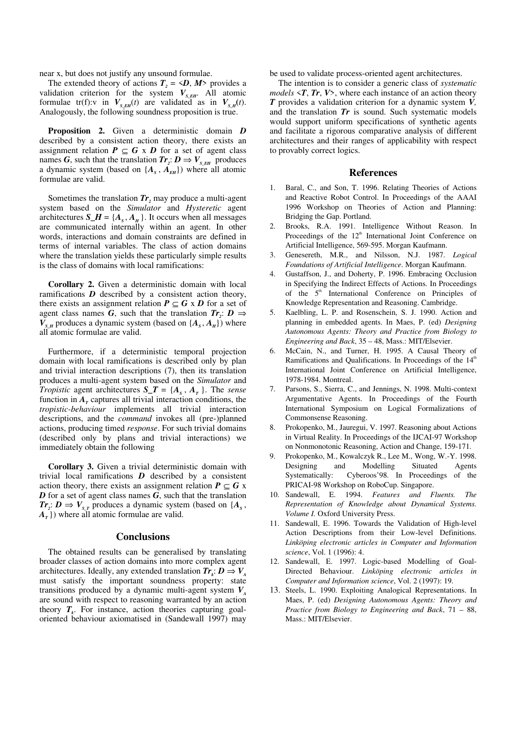near x, but does not justify any unsound formulae.

The extended theory of actions $T_2 = \langle D, M \rangle$ provides a validation criterion for the system $V_{S\_EH}$. All atomic formulae tr(f):v in $V_{S\_EH}(t)$ are validated as in $V_{S\_H}(t)$. Analogously, the following soundness proposition is true.

**Proposition 2.** Given a deterministic domain $D$ described by a consistent action theory, there exists an assignment relation $P \subseteq G \times D$ for a set of agent class names $G$, such that the translation $Tr_2$: $D \Rightarrow V_{S\_EH}$ produces a dynamic system (based on $\{A_S, A_{EH}\}$) where all atomic formulae are valid.

Sometimes the translation $Tr_2$ may produce a multi-agent system based on the *Simulator* and *Hysteretic* agent architectures $S\_H = \{A_S, A_H\}$. It occurs when all messages are communicated internally within an agent. In other words, interactions and domain constraints are defined in terms of internal variables. The class of action domains where the translation yields these particularly simple results is the class of domains with local ramifications:

**Corollary 2.** Given a deterministic domain with local ramifications $D$ described by a consistent action theory, there exists an assignment relation $P \subseteq G \times D$ for a set of agent class names $G$, such that the translation $Tr_2$: $D \Rightarrow V_{S\_H}$ produces a dynamic system (based on $\{A_S, A_H\}$) where all atomic formulae are valid.

Furthermore, if a deterministic temporal projection domain with local ramifications is described only by plan and trivial interaction descriptions (7), then its translation produces a multi-agent system based on the *Simulator* and *Tropistic* agent architectures $S\_T = \{A_S, A_T\}$. The *sense* function in $A_T$ captures all trivial interaction conditions, the *tropistic-behaviour* implements all trivial interaction descriptions, and the *command* invokes all (pre-)planned actions, producing timed *response*. For such trivial domains (described only by plans and trivial interactions) we immediately obtain the following

**Corollary 3.** Given a trivial deterministic domain with trivial local ramifications $D$ described by a consistent action theory, there exists an assignment relation $P \subseteq G \times D$ for a set of agent class names $G$, such that the translation $Tr_2$: $D \Rightarrow V_{S\_T}$ produces a dynamic system (based on $\{A_S, A_T\}$) where all atomic formulae are valid.

## Conclusions

The obtained results can be generalised by translating broader classes of action domains into more complex agent architectures. Ideally, any extended translation $Tr_k$: $D \Rightarrow V_A$ must satisfy the important soundness property: state transitions produced by a dynamic multi-agent system $V_A$ are sound with respect to reasoning warranted by an action theory $T_k$. For instance, action theories capturing goal-oriented behaviour axiomatised in (Sandewall 1997) may be used to validate process-oriented agent architectures.

The intention is to consider a generic class of *systematic models* $\langle T, Tr, V \rangle$, where each instance of an action theory $T$ provides a validation criterion for a dynamic system $V$, and the translation $Tr$ is sound. Such systematic models would support uniform specifications of synthetic agents and facilitate a rigorous comparative analysis of different architectures and their ranges of applicability with respect to provably correct logics.

## References

1. Baral, C., and Son, T. 1996. Relating Theories of Actions and Reactive Robot Control. In Proceedings of the AAAI 1996 Workshop on Theories of Action and Planning: Bridging the Gap. Portland.
2. Brooks, R.A. 1991. Intelligence Without Reason. In Proceedings of the 12th International Joint Conference on Artificial Intelligence, 569-595. Morgan Kaufmann.
3. Genesereth, M.R., and Nilsson, N.J. 1987. *Logical Foundations of Artificial Intelligence*. Morgan Kaufmann.
4. Gustaffson, J., and Doherty, P. 1996. Embracing Occlusion in Specifying the Indirect Effects of Actions. In Proceedings of the 5th International Conference on Principles of Knowledge Representation and Reasoning. Cambridge.
5. Kaelbling, L. P. and Rosenschein, S. J. 1990. Action and planning in embedded agents. In Maes, P. (ed) *Designing Autonomous Agents: Theory and Practice from Biology to Engineering and Back*, 35 – 48, Mass.: MIT/Elsevier.
6. McCain, N., and Turner, H. 1995. A Causal Theory of Ramifications and Qualifications. In Proceedings of the 14th International Joint Conference on Artificial Intelligence, 1978-1984. Montreal.
7. Parsons, S., Sierra, C., and Jennings, N. 1998. Multi-context Argumentative Agents. In Proceedings of the Fourth International Symposium on Logical Formalizations of Commonsense Reasoning.
8. Prokopenko, M., Jauregui, V. 1997. Reasoning about Actions in Virtual Reality. In Proceedings of the IJCAI-97 Workshop on Nonmonotonic Reasoning, Action and Change, 159-171.
9. Prokopenko, M., Kowalczyk R., Lee M., Wong, W.-Y. 1998. Designing and Modelling Situated Agents Systematically: Cyberoos'98. In Proceedings of the PRICAI-98 Workshop on RoboCup. Singapore.
10. Sandewall, E. 1994. *Features and Fluents. The Representation of Knowledge about Dynamical Systems. Volume I.* Oxford University Press.
11. Sandewall, E. 1996. Towards the Validation of High-level Action Descriptions from their Low-level Definitions. *Linköping electronic articles in Computer and Information science*, Vol. 1 (1996): 4.
12. Sandewall, E. 1997. Logic-based Modelling of Goal-Directed Behaviour. *Linköping electronic articles in Computer and Information science*, Vol. 2 (1997): 19.
13. Steels, L. 1990. Exploiting Analogical Representations. In Maes, P. (ed) *Designing Autonomous Agents: Theory and Practice from Biology to Engineering and Back*, 71 – 88, Mass.: MIT/Elsevier.